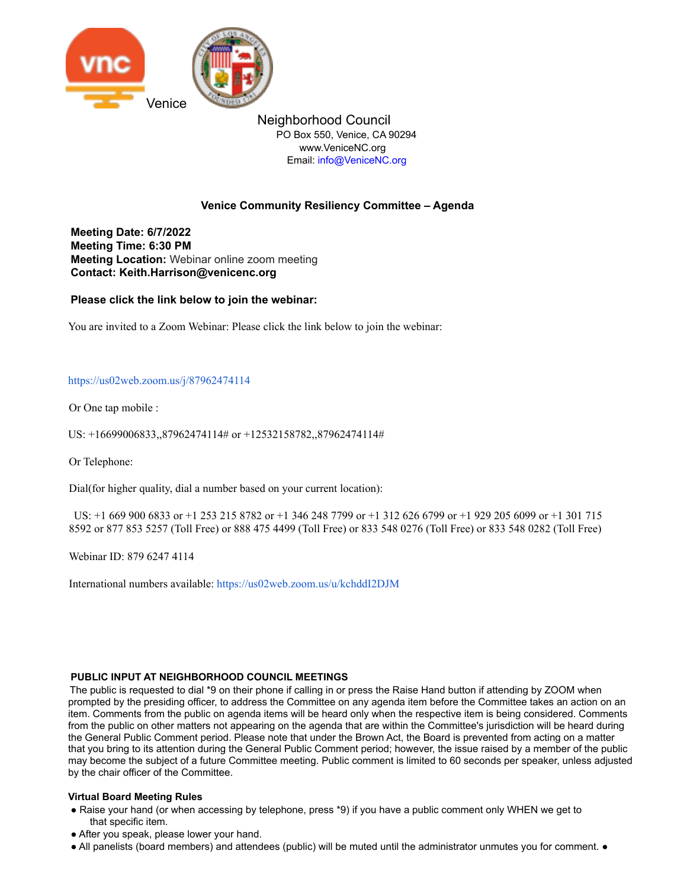Venice

Neighborhood Council

PO Box 550, Venice, CA 90294

www.VeniceNC.org

Email: info@VeniceNC.org

## Venice Community Resiliency Committee – Agenda

**Meeting Date: 6/7/2022**
**Meeting Time: 6:30 PM**
**Meeting Location:** Webinar online zoom meeting
**Contact: Keith.Harrison@venicenc.org**

**Please click the link below to join the webinar:**

You are invited to a Zoom Webinar: Please click the link below to join the webinar:

https://us02web.zoom.us/j/87962474114

Or One tap mobile :

US: +16699006833,,87962474114# or +12532158782,,87962474114#

Or Telephone:

Dial(for higher quality, dial a number based on your current location):

US: +1 669 900 6833 or +1 253 215 8782 or +1 346 248 7799 or +1 312 626 6799 or +1 929 205 6099 or +1 301 715 8592 or 877 853 5257 (Toll Free) or 888 475 4499 (Toll Free) or 833 548 0276 (Toll Free) or 833 548 0282 (Toll Free)

Webinar ID: 879 6247 4114

International numbers available: https://us02web.zoom.us/u/kchddI2DJM

**PUBLIC INPUT AT NEIGHBORHOOD COUNCIL MEETINGS**

The public is requested to dial *9 on their phone if calling in or press the Raise Hand button if attending by ZOOM when prompted by the presiding officer, to address the Committee on any agenda item before the Committee takes an action on an item. Comments from the public on agenda items will be heard only when the respective item is being considered. Comments from the public on other matters not appearing on the agenda that are within the Committee's jurisdiction will be heard during the General Public Comment period. Please note that under the Brown Act, the Board is prevented from acting on a matter that you bring to its attention during the General Public Comment period; however, the issue raised by a member of the public may become the subject of a future Committee meeting. Public comment is limited to 60 seconds per speaker, unless adjusted by the chair officer of the Committee.

**Virtual Board Meeting Rules**

- Raise your hand (or when accessing by telephone, press *9) if you have a public comment only WHEN we get to that specific item.
- After you speak, please lower your hand.
- All panelists (board members) and attendees (public) will be muted until the administrator unmutes you for comment. ●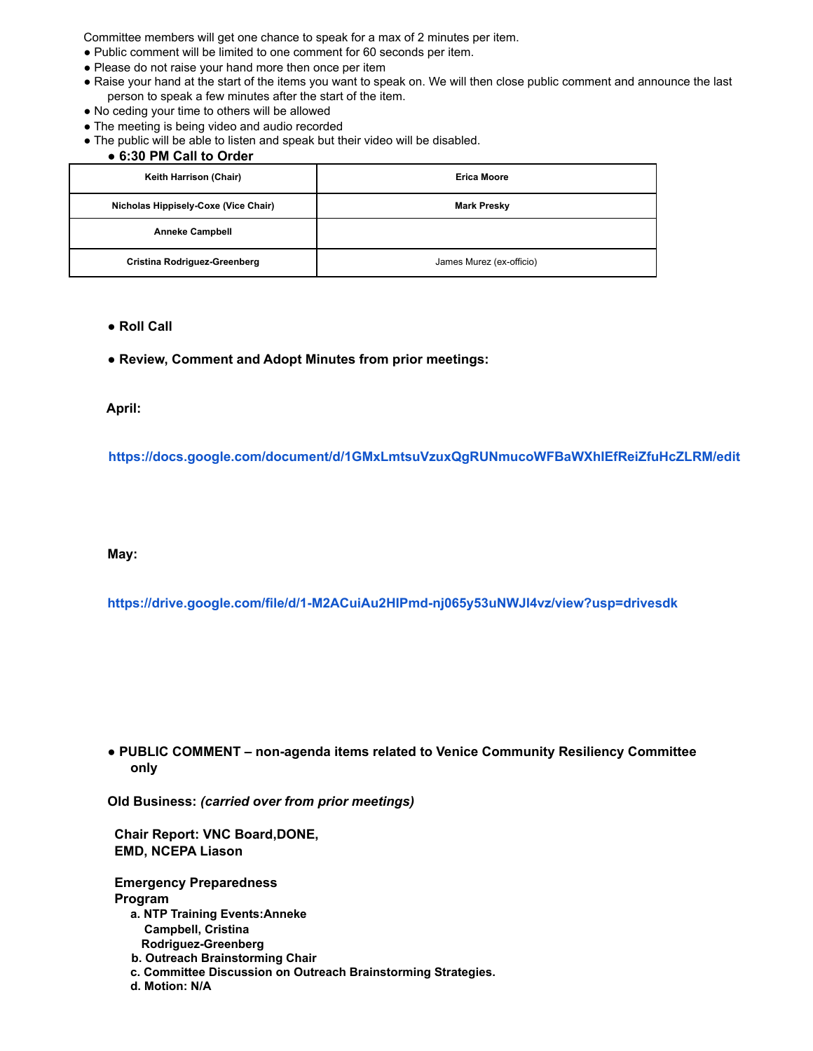Committee members will get one chance to speak for a max of 2 minutes per item.

- Public comment will be limited to one comment for 60 seconds per item.
- Please do not raise your hand more then once per item
- Raise your hand at the start of the items you want to speak on. We will then close public comment and announce the last person to speak a few minutes after the start of the item.
- No ceding your time to others will be allowed
- The meeting is being video and audio recorded
- The public will be able to listen and speak but their video will be disabled.
  - **6:30 PM Call to Order**

| **Keith Harrison (Chair)** | **Erica Moore** |
|---|---|
| **Nicholas Hippisely-Coxe (Vice Chair)** | **Mark Presky** |
| **Anneke Campbell** | |
| **Cristina Rodriguez-Greenberg** | James Murez (ex-officio) |

- **Roll Call**

- **Review, Comment and Adopt Minutes from prior meetings:**

**April:**

**https://docs.google.com/document/d/1GMxLmtsuVzuxQgRUNmucoWFBaWXhlEfReiZfuHcZLRM/edit**

**May:**

**https://drive.google.com/file/d/1-M2ACuiAu2HlPmd-nj065y53uNWJl4vz/view?usp=drivesdk**

- **PUBLIC COMMENT – non-agenda items related to Venice Community Resiliency Committee only**

**Old Business:** ***(carried over from prior meetings)***

**Chair Report: VNC Board,DONE, EMD, NCEPA Liason**

**Emergency Preparedness Program**

a. **NTP Training Events:Anneke Campbell, Cristina Rodriguez-Greenberg**
b. **Outreach Brainstorming Chair**
c. **Committee Discussion on Outreach Brainstorming Strategies.**
d. **Motion: N/A**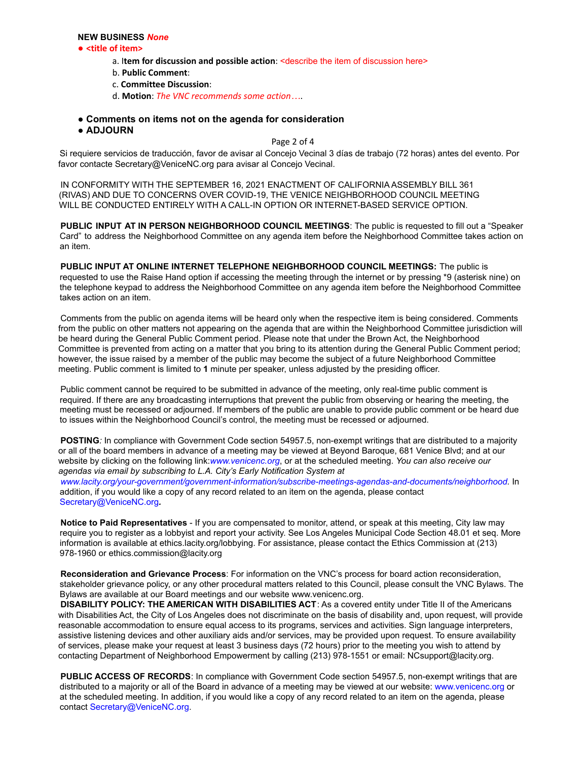**NEW BUSINESS** ***None***

- **<title of item>**
    - a. I**tem for discussion and possible action**: <describe the item of discussion here>
    - b. **Public Comment**:
    - c. **Committee Discussion**:
    - d. **Motion**: *The VNC recommends some action….*

- **Comments on items not on the agenda for consideration**
- **ADJOURN**

Si requiere servicios de traducción, favor de avisar al Concejo Vecinal 3 días de trabajo (72 horas) antes del evento. Por favor contacte Secretary@VeniceNC.org para avisar al Concejo Vecinal.

IN CONFORMITY WITH THE SEPTEMBER 16, 2021 ENACTMENT OF CALIFORNIA ASSEMBLY BILL 361 (RIVAS) AND DUE TO CONCERNS OVER COVID-19, THE VENICE NEIGHBORHOOD COUNCIL MEETING WILL BE CONDUCTED ENTIRELY WITH A CALL-IN OPTION OR INTERNET-BASED SERVICE OPTION.

**PUBLIC INPUT AT IN PERSON NEIGHBORHOOD COUNCIL MEETINGS**: The public is requested to fill out a "Speaker Card" to address the Neighborhood Committee on any agenda item before the Neighborhood Committee takes action on an item.

**PUBLIC INPUT AT ONLINE INTERNET TELEPHONE NEIGHBORHOOD COUNCIL MEETINGS:** The public is requested to use the Raise Hand option if accessing the meeting through the internet or by pressing *9 (asterisk nine) on the telephone keypad to address the Neighborhood Committee on any agenda item before the Neighborhood Committee takes action on an item.

Comments from the public on agenda items will be heard only when the respective item is being considered. Comments from the public on other matters not appearing on the agenda that are within the Neighborhood Committee jurisdiction will be heard during the General Public Comment period. Please note that under the Brown Act, the Neighborhood Committee is prevented from acting on a matter that you bring to its attention during the General Public Comment period; however, the issue raised by a member of the public may become the subject of a future Neighborhood Committee meeting. Public comment is limited to **1** minute per speaker, unless adjusted by the presiding officer.

Public comment cannot be required to be submitted in advance of the meeting, only real-time public comment is required. If there are any broadcasting interruptions that prevent the public from observing or hearing the meeting, the meeting must be recessed or adjourned. If members of the public are unable to provide public comment or be heard due to issues within the Neighborhood Council's control, the meeting must be recessed or adjourned.

**POSTING***:* In compliance with Government Code section 54957.5, non-exempt writings that are distributed to a majority or all of the board members in advance of a meeting may be viewed at Beyond Baroque, 681 Venice Blvd; and at our website by clicking on the following link:*www.venicenc.org*, or at the scheduled meeting. *You can also receive our agendas via email by subscribing to L.A. City's Early Notification System at www.lacity.org/your-government/government-information/subscribe-meetings-agendas-and-documents/neighborhood.* In addition, if you would like a copy of any record related to an item on the agenda, please contact Secretary@VeniceNC.org**.**

**Notice to Paid Representatives** - If you are compensated to monitor, attend, or speak at this meeting, City law may require you to register as a lobbyist and report your activity. See Los Angeles Municipal Code Section 48.01 et seq. More information is available at ethics.lacity.org/lobbying. For assistance, please contact the Ethics Commission at (213) 978-1960 or ethics.commission@lacity.org

**Reconsideration and Grievance Process**: For information on the VNC's process for board action reconsideration, stakeholder grievance policy, or any other procedural matters related to this Council, please consult the VNC Bylaws. The Bylaws are available at our Board meetings and our website www.venicenc.org.

**DISABILITY POLICY: THE AMERICAN WITH DISABILITIES ACT**: As a covered entity under Title II of the Americans with Disabilities Act, the City of Los Angeles does not discriminate on the basis of disability and, upon request, will provide reasonable accommodation to ensure equal access to its programs, services and activities. Sign language interpreters, assistive listening devices and other auxiliary aids and/or services, may be provided upon request. To ensure availability of services, please make your request at least 3 business days (72 hours) prior to the meeting you wish to attend by contacting Department of Neighborhood Empowerment by calling (213) 978-1551 or email: NCsupport@lacity.org.

**PUBLIC ACCESS OF RECORDS**: In compliance with Government Code section 54957.5, non-exempt writings that are distributed to a majority or all of the Board in advance of a meeting may be viewed at our website: www.venicenc.org or at the scheduled meeting. In addition, if you would like a copy of any record related to an item on the agenda, please contact Secretary@VeniceNC.org.